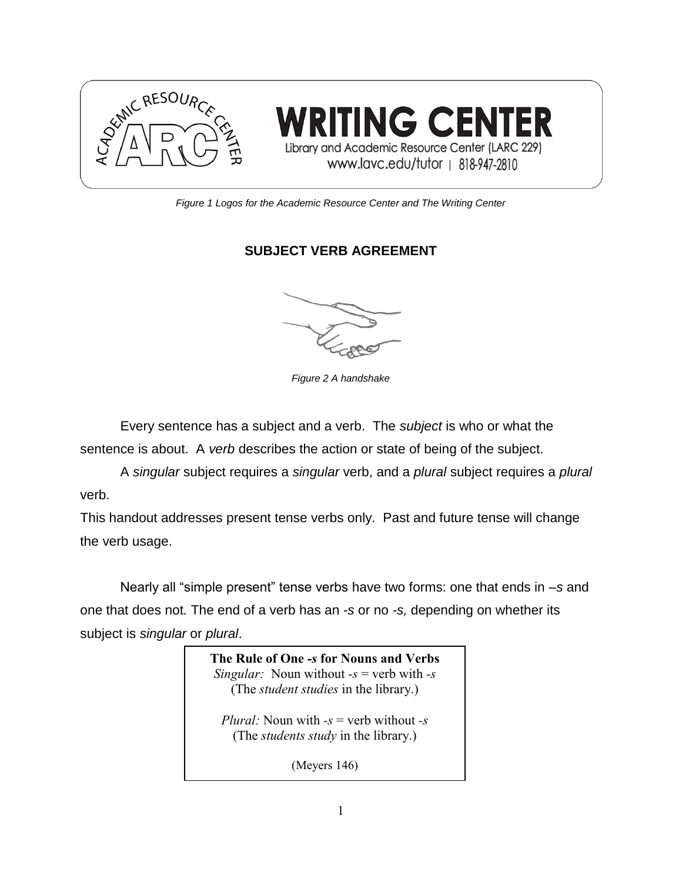Figure 1 Logos for the Academic Resource Center and The Writing Center

## SUBJECT VERB AGREEMENT

Figure 2 A handshake

Every sentence has a subject and a verb. The *subject* is who or what the sentence is about. A *verb* describes the action or state of being of the subject.

A *singular* subject requires a *singular* verb, and a *plural* subject requires a *plural* verb.

This handout addresses present tense verbs only. Past and future tense will change the verb usage.

Nearly all "simple present" tense verbs have two forms: one that ends in –*s* and one that does not. The end of a verb has an *-s* or no *-s,* depending on whether its subject is *singular* or *plural*.

> **The Rule of One -*s* for Nouns and Verbs**
> *Singular:* Noun without *-s* = verb with *-s*
> (The *student studies* in the library.)
>
> *Plural:* Noun with *-s* = verb without *-s*
> (The *students study* in the library.)
>
> (Meyers 146)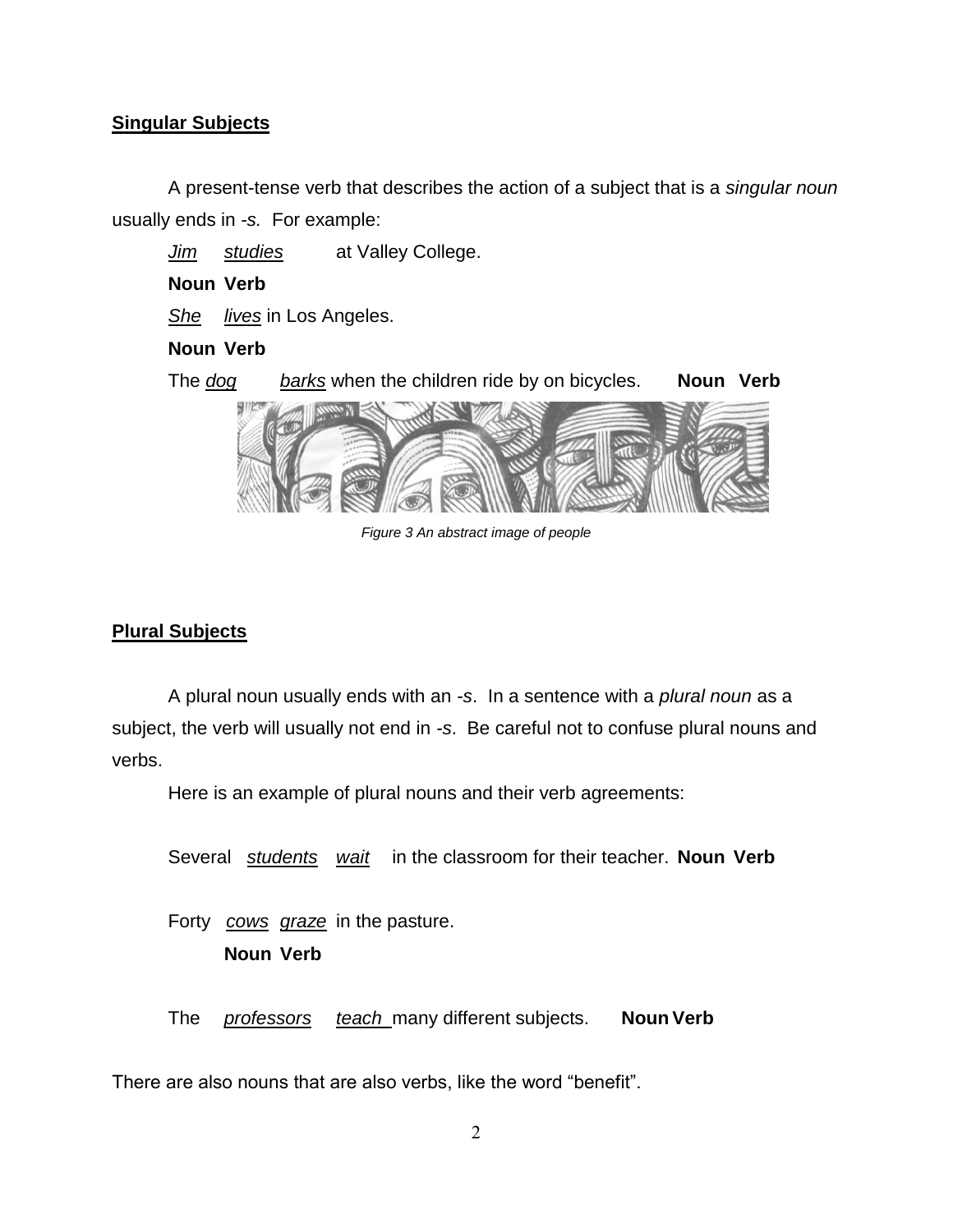## Singular Subjects

A present-tense verb that describes the action of a subject that is a *singular noun* usually ends in *-s.* For example:

*Jim* *studies* at Valley College.

**Noun Verb**

*She* *lives* in Los Angeles.

**Noun Verb**

The *dog* *barks* when the children ride by on bicycles. **Noun Verb**

*Figure 3 An abstract image of people*

## Plural Subjects

A plural noun usually ends with an *-s*. In a sentence with a *plural noun* as a subject, the verb will usually not end in *-s*. Be careful not to confuse plural nouns and verbs.

Here is an example of plural nouns and their verb agreements:

Several *students* *wait* in the classroom for their teacher. **Noun Verb**

Forty *cows* *graze* in the pasture.

**Noun Verb**

The *professors* *teach* many different subjects. **Noun Verb**

There are also nouns that are also verbs, like the word "benefit".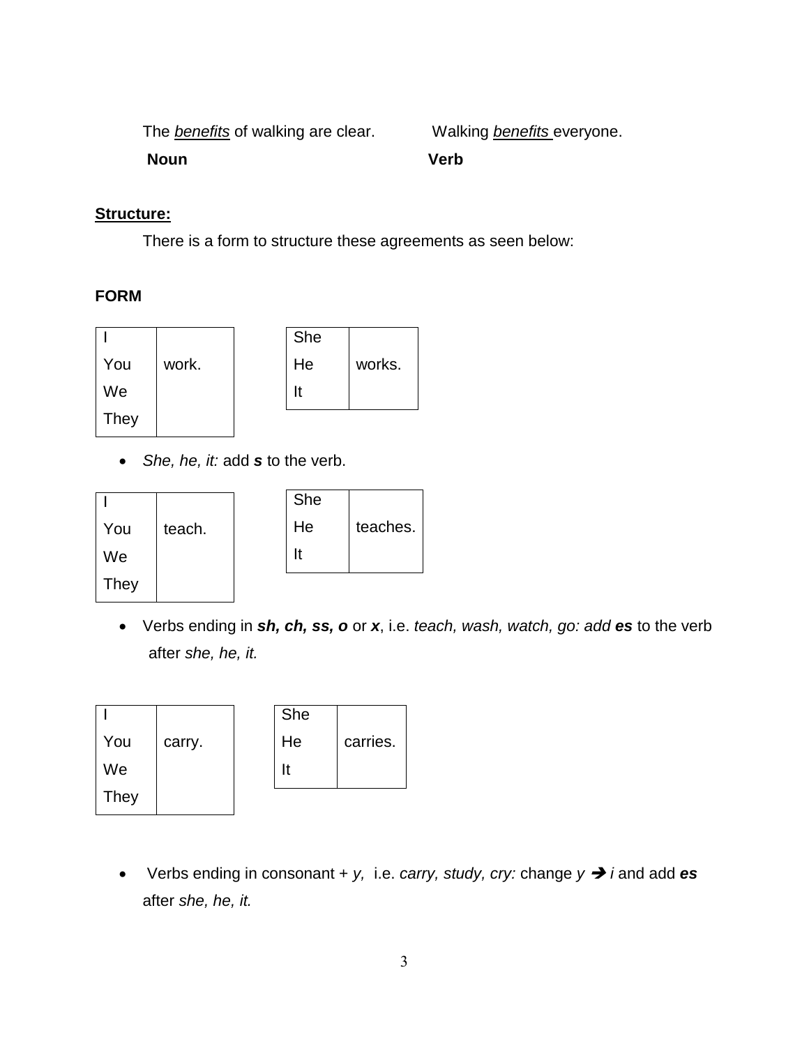The *benefits* of walking are clear. — **Noun**

Walking *benefits* everyone. — **Verb**

**Structure:**

There is a form to structure these agreements as seen below:

**FORM**

| Subject | Verb |
|---|---|
| I<br>You<br>We<br>They | work. |

| Subject | Verb |
|---|---|
| She<br>He<br>It | works. |

- *She, he, it:* add ***s*** to the verb.

| Subject | Verb |
|---|---|
| I<br>You<br>We<br>They | teach. |

| Subject | Verb |
|---|---|
| She<br>He<br>It | teaches. |

- Verbs ending in ***sh, ch, ss, o*** or ***x***, i.e. *teach, wash, watch, go: add* ***es*** to the verb after *she, he, it.*

| Subject | Verb |
|---|---|
| I<br>You<br>We<br>They | carry. |

| Subject | Verb |
|---|---|
| She<br>He<br>It | carries. |

- Verbs ending in consonant + *y,* i.e. *carry, study, cry:* change *y* ➔ *i* and add ***es*** after *she, he, it.*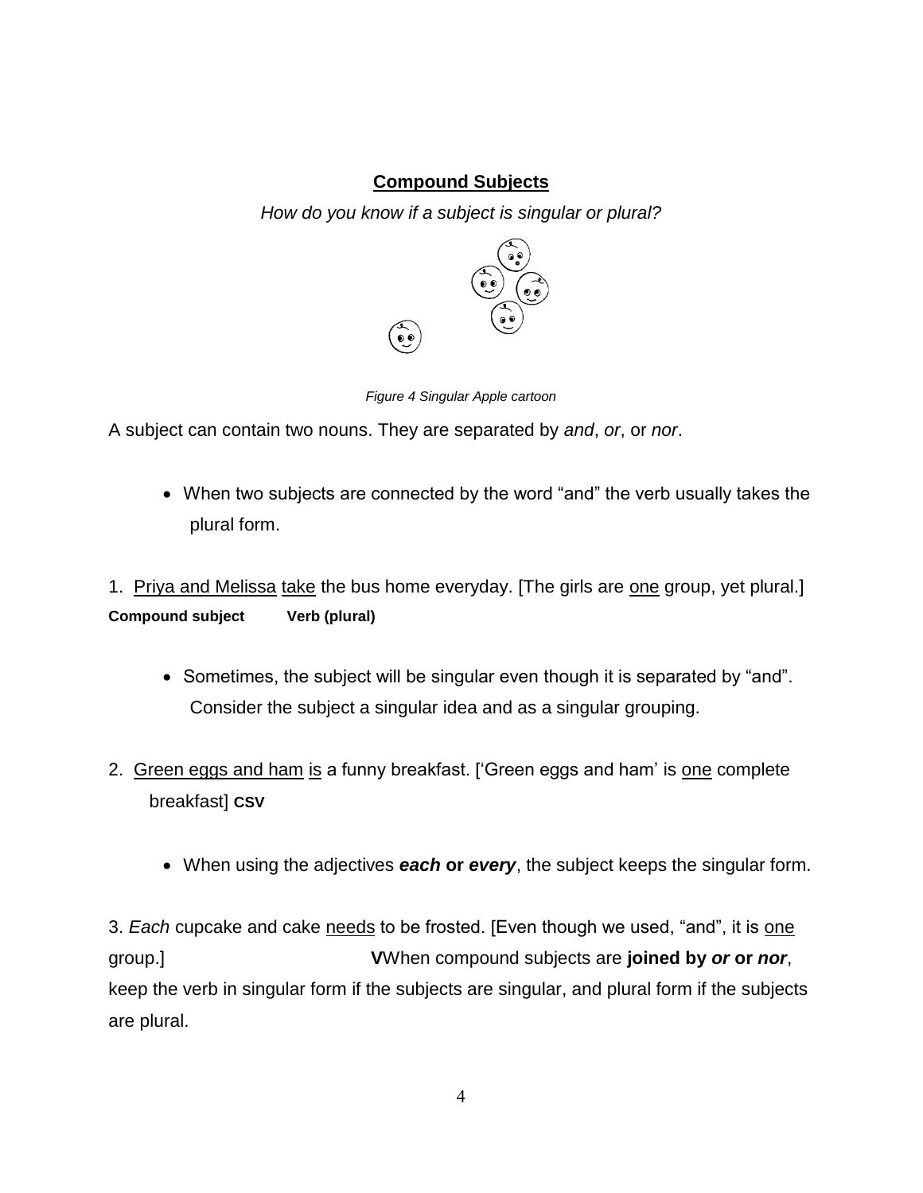**Compound Subjects**

*How do you know if a subject is singular or plural?*

*Figure 4 Singular Apple cartoon*

A subject can contain two nouns. They are separated by *and*, *or*, or *nor*.

- When two subjects are connected by the word "and" the verb usually takes the plural form.

1. Priya and Melissa take the bus home everyday. [The girls are one group, yet plural.]
**Compound subject** **Verb (plural)**

- Sometimes, the subject will be singular even though it is separated by "and". Consider the subject a singular idea and as a singular grouping.

2. Green eggs and ham is a funny breakfast. ['Green eggs and ham' is one complete breakfast] **CSV**

- When using the adjectives ***each*** **or** ***every***, the subject keeps the singular form.

3. *Each* cupcake and cake needs to be frosted. [Even though we used, "and", it is one group.] **V**When compound subjects are **joined by** ***or*** **or** ***nor***, keep the verb in singular form if the subjects are singular, and plural form if the subjects are plural.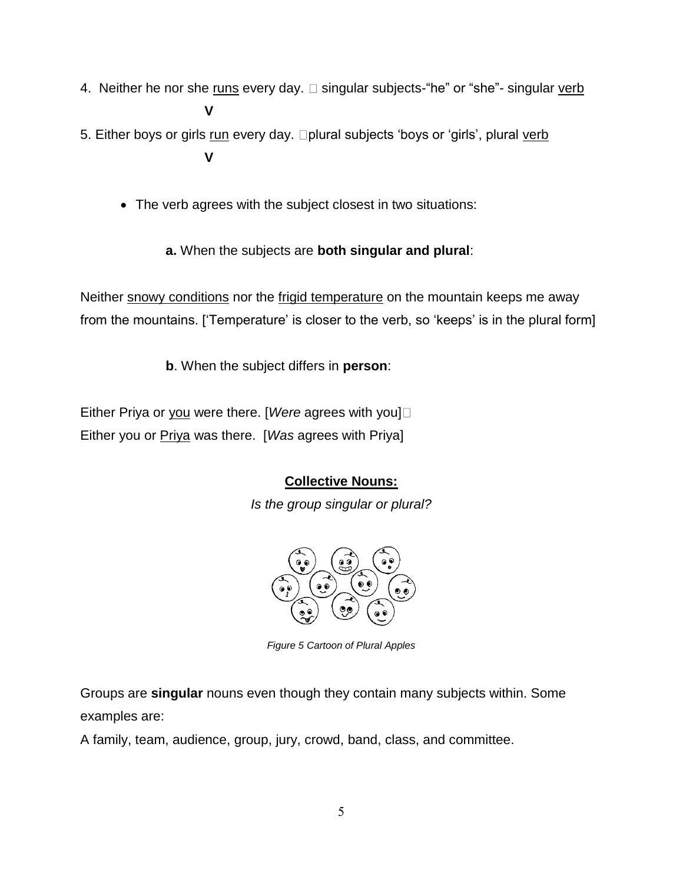4. Neither he nor she <u>runs</u> every day.  singular subjects-“he” or “she”- singular <u>verb</u>

**V**

5. Either boys or girls <u>run</u> every day. plural subjects ‘boys or ‘girls’, plural <u>verb</u>

**V**

- The verb agrees with the subject closest in two situations:

**a.** When the subjects are **both singular and plural**:

Neither <u>snowy conditions</u> nor the <u>frigid temperature</u> on the mountain keeps me away from the mountains. [‘Temperature’ is closer to the verb, so ‘keeps’ is in the plural form]

**b**. When the subject differs in **person**:

Either Priya or <u>you</u> were there. [*Were* agrees with you]

Either you or <u>Priya</u> was there. [*Was* agrees with Priya]

**<u>Collective Nouns:</u>**

*Is the group singular or plural?*

*Figure 5 Cartoon of Plural Apples*

Groups are **singular** nouns even though they contain many subjects within. Some examples are:

A family, team, audience, group, jury, crowd, band, class, and committee.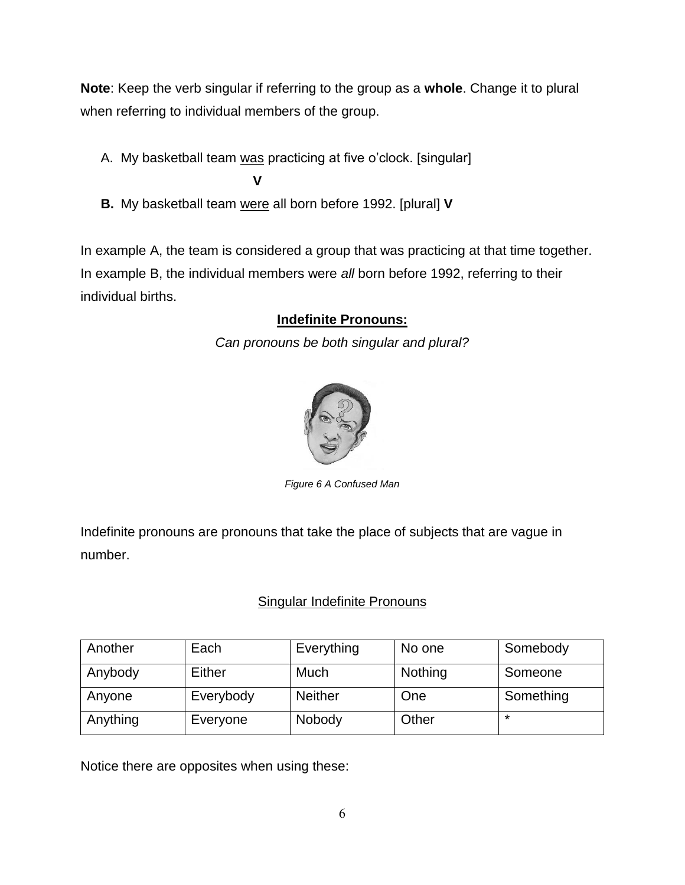**Note**: Keep the verb singular if referring to the group as a **whole**. Change it to plural when referring to individual members of the group.

A. My basketball team <u>was</u> practicing at five o'clock. [singular] **V**

**B.** My basketball team <u>were</u> all born before 1992. [plural] **V**

In example A, the team is considered a group that was practicing at that time together. In example B, the individual members were *all* born before 1992, referring to their individual births.

**<u>Indefinite Pronouns:</u>**

*Can pronouns be both singular and plural?*

*Figure 6 A Confused Man*

Indefinite pronouns are pronouns that take the place of subjects that are vague in number.

<u>Singular Indefinite Pronouns</u>

| Another | Each | Everything | No one | Somebody |
|---|---|---|---|---|
| Anybody | Either | Much | Nothing | Someone |
| Anyone | Everybody | Neither | One | Something |
| Anything | Everyone | Nobody | Other | * |

Notice there are opposites when using these: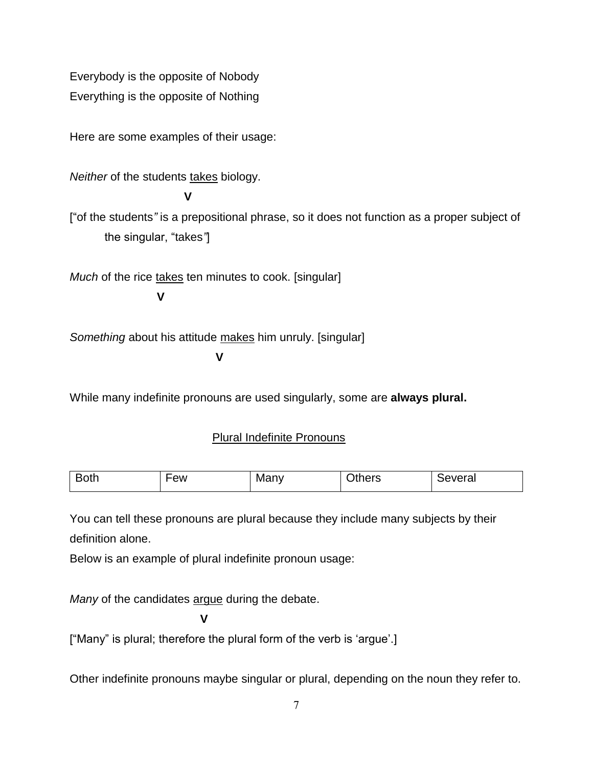Everybody is the opposite of Nobody

Everything is the opposite of Nothing

Here are some examples of their usage:

*Neither* of the students <u>takes</u> biology.

**V**

["of the students" is a prepositional phrase, so it does not function as a proper subject of the singular, "takes"]

*Much* of the rice <u>takes</u> ten minutes to cook. [singular]

**V**

*Something* about his attitude <u>makes</u> him unruly. [singular]

**V**

While many indefinite pronouns are used singularly, some are **always plural.**

<u>Plural Indefinite Pronouns</u>

| Both | Few | Many | Others | Several |
|---|---|---|---|---|

You can tell these pronouns are plural because they include many subjects by their definition alone.

Below is an example of plural indefinite pronoun usage:

*Many* of the candidates <u>argue</u> during the debate.

**V**

["Many" is plural; therefore the plural form of the verb is 'argue'.]

Other indefinite pronouns maybe singular or plural, depending on the noun they refer to.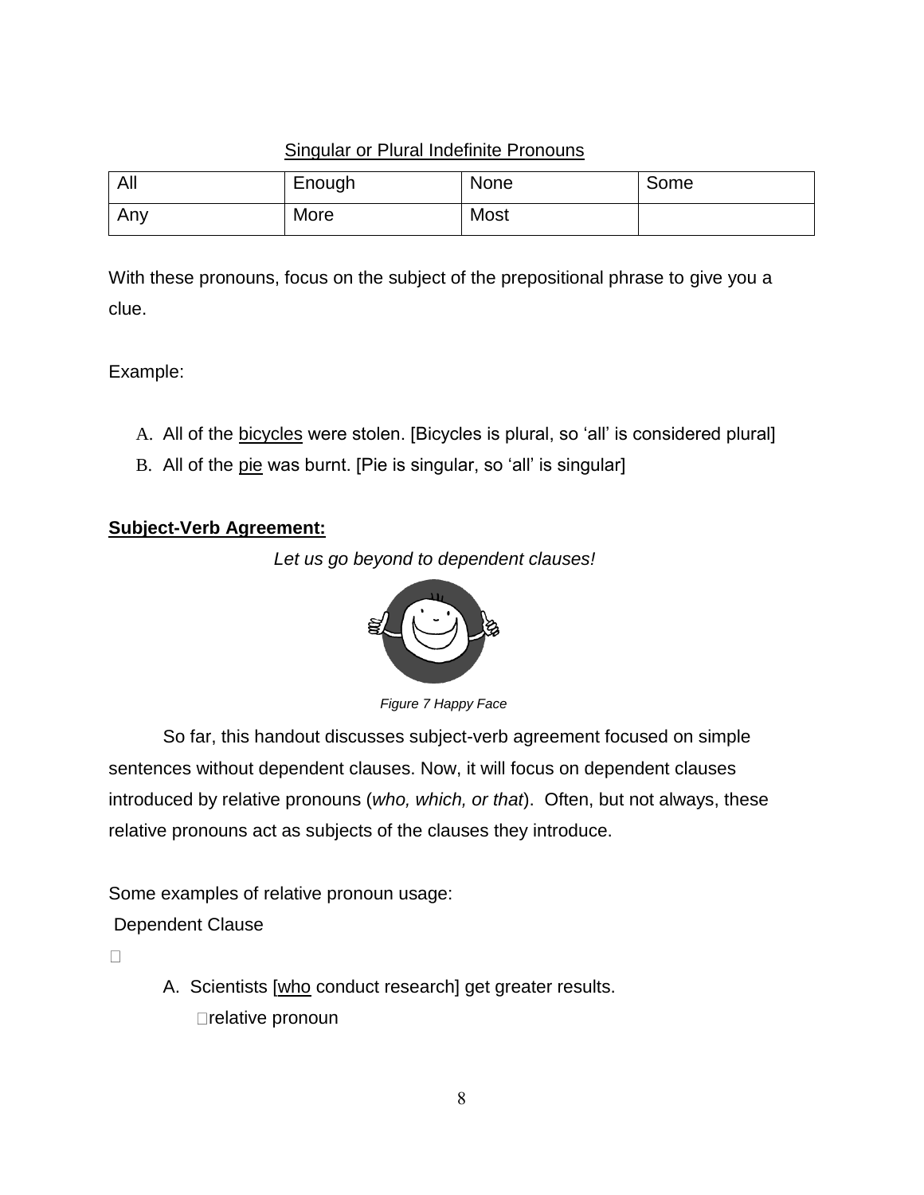Singular or Plural Indefinite Pronouns

| All | Enough | None | Some |
|---|---|---|---|
| Any | More | Most | |

With these pronouns, focus on the subject of the prepositional phrase to give you a clue.

Example:

A. All of the bicycles were stolen. [Bicycles is plural, so 'all' is considered plural]
B. All of the pie was burnt. [Pie is singular, so 'all' is singular]

**Subject-Verb Agreement:**

*Let us go beyond to dependent clauses!*

*Figure 7 Happy Face*

So far, this handout discusses subject-verb agreement focused on simple sentences without dependent clauses. Now, it will focus on dependent clauses introduced by relative pronouns (*who, which, or that*). Often, but not always, these relative pronouns act as subjects of the clauses they introduce.

Some examples of relative pronoun usage:

Dependent Clause

A. Scientists [who conduct research] get greater results.
   relative pronoun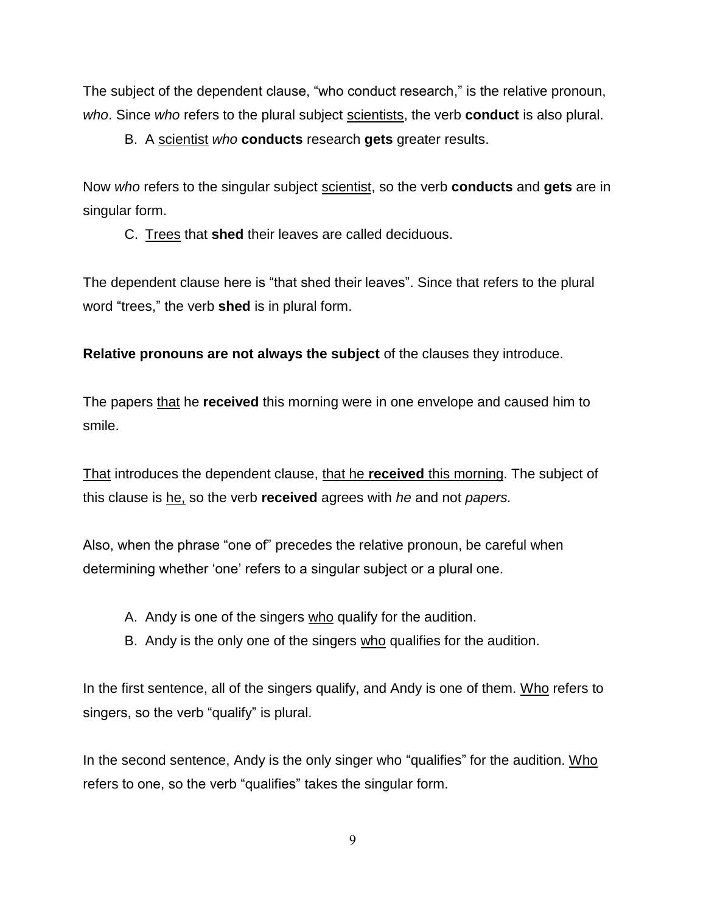The subject of the dependent clause, "who conduct research," is the relative pronoun, *who*. Since *who* refers to the plural subject <u>scientists</u>, the verb **conduct** is also plural.

B. A <u>scientist</u> *who* **conducts** research **gets** greater results.

Now *who* refers to the singular subject <u>scientist</u>, so the verb **conducts** and **gets** are in singular form.

C. <u>Trees</u> that **shed** their leaves are called deciduous.

The dependent clause here is "that shed their leaves". Since that refers to the plural word "trees," the verb **shed** is in plural form.

**Relative pronouns are not always the subject** of the clauses they introduce.

The papers <u>that</u> he **received** this morning were in one envelope and caused him to smile.

<u>That</u> introduces the dependent clause, <u>that he **received** this morning</u>. The subject of this clause is <u>he,</u> so the verb **received** agrees with *he* and not *papers.*

Also, when the phrase "one of" precedes the relative pronoun, be careful when determining whether 'one' refers to a singular subject or a plural one.

A. Andy is one of the singers <u>who</u> qualify for the audition.
B. Andy is the only one of the singers <u>who</u> qualifies for the audition.

In the first sentence, all of the singers qualify, and Andy is one of them. <u>Who</u> refers to singers, so the verb "qualify" is plural.

In the second sentence, Andy is the only singer who "qualifies" for the audition. <u>Who</u> refers to one, so the verb "qualifies" takes the singular form.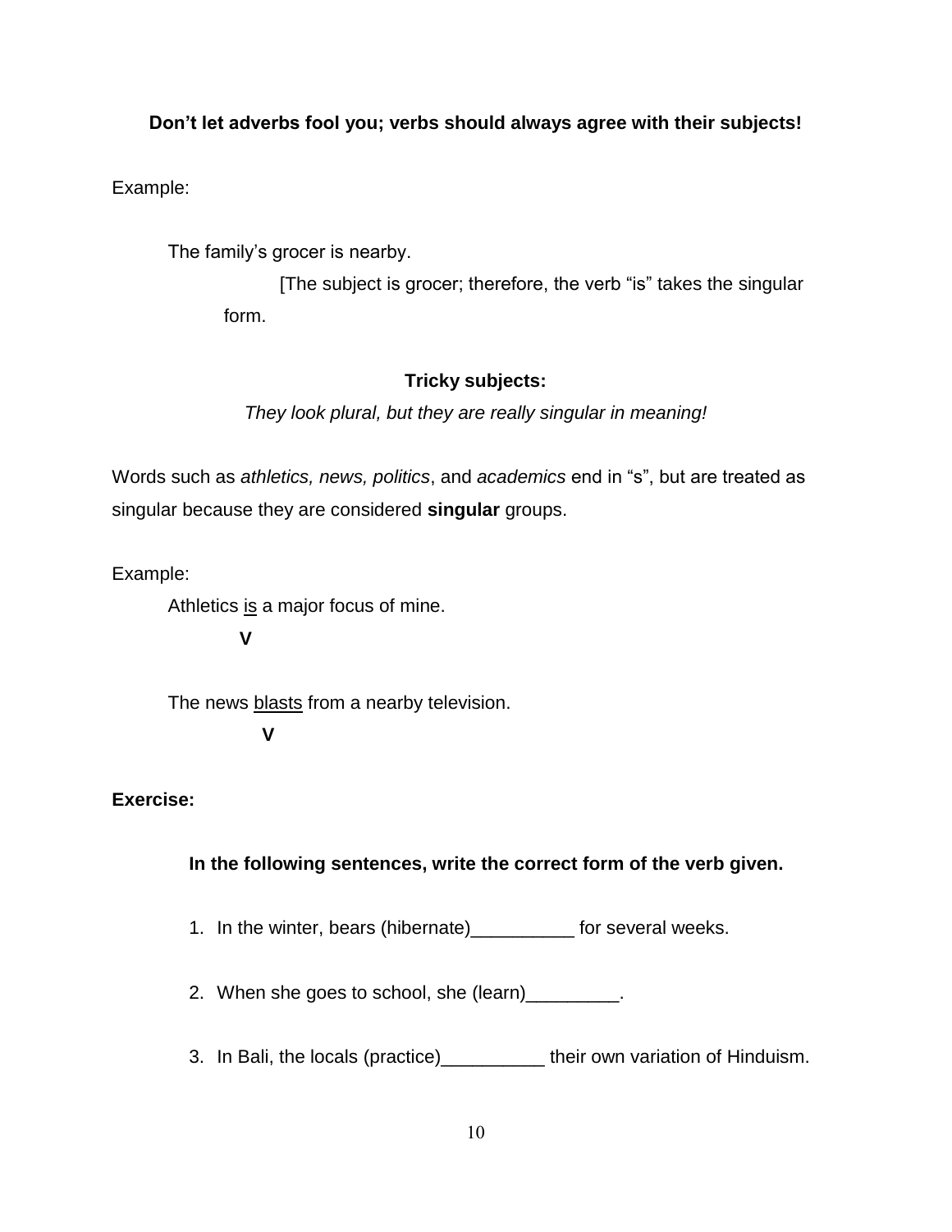**Don't let adverbs fool you; verbs should always agree with their subjects!**

Example:

The family's grocer is nearby.

[The subject is grocer; therefore, the verb "is" takes the singular form.

**Tricky subjects:**

*They look plural, but they are really singular in meaning!*

Words such as *athletics, news, politics*, and *academics* end in "s", but are treated as singular because they are considered **singular** groups.

Example:

Athletics <u>is</u> a major focus of mine.
**V**

The news <u>blasts</u> from a nearby television.
**V**

**Exercise:**

**In the following sentences, write the correct form of the verb given.**

1. In the winter, bears (hibernate)__________ for several weeks.
2. When she goes to school, she (learn)_________.
3. In Bali, the locals (practice)__________ their own variation of Hinduism.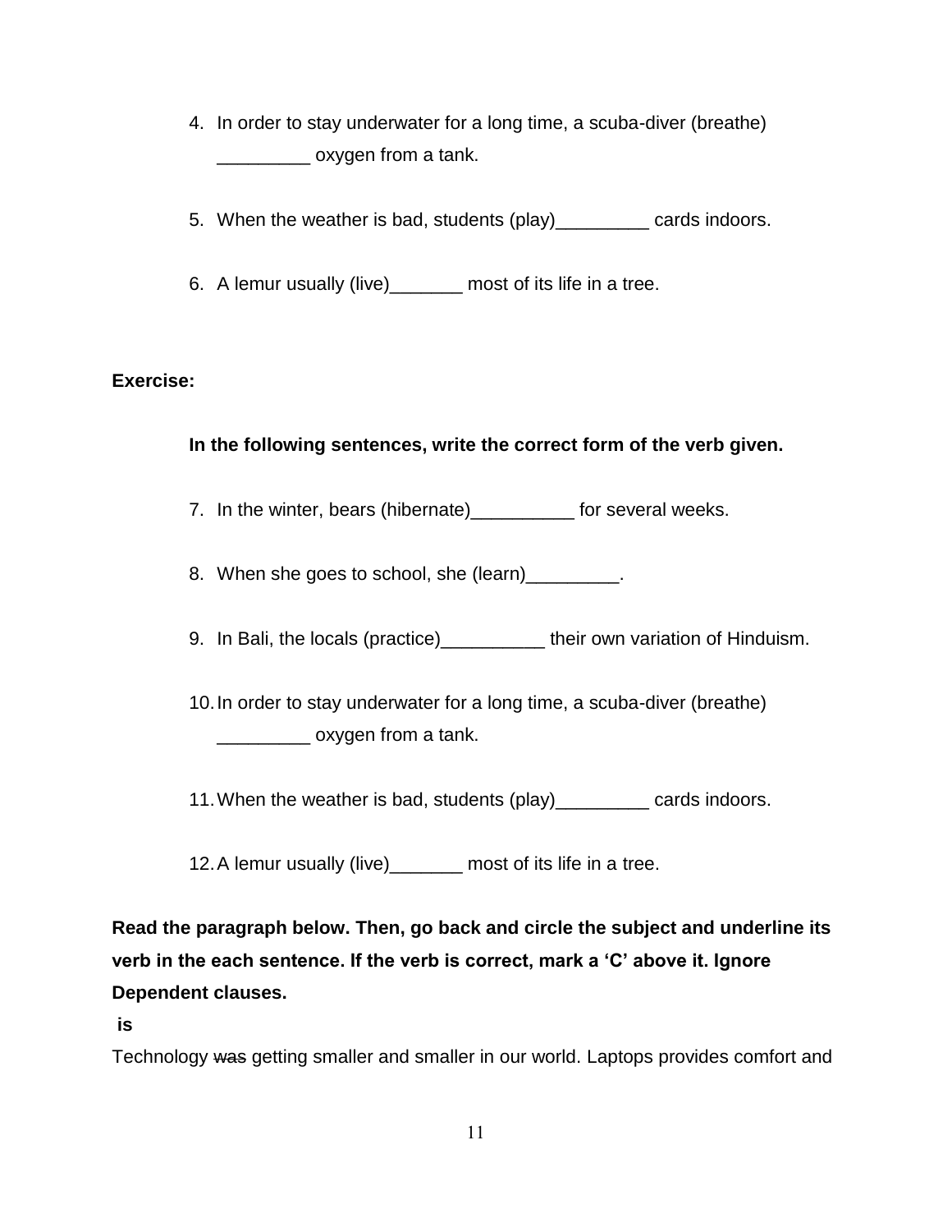4. In order to stay underwater for a long time, a scuba-diver (breathe) _________ oxygen from a tank.

5. When the weather is bad, students (play)_________ cards indoors.

6. A lemur usually (live)_______ most of its life in a tree.

**Exercise:**

**In the following sentences, write the correct form of the verb given.**

7. In the winter, bears (hibernate)__________ for several weeks.

8. When she goes to school, she (learn)_________.

9. In Bali, the locals (practice)__________ their own variation of Hinduism.

10. In order to stay underwater for a long time, a scuba-diver (breathe) _________ oxygen from a tank.

11. When the weather is bad, students (play)_________ cards indoors.

12. A lemur usually (live)_______ most of its life in a tree.

**Read the paragraph below. Then, go back and circle the subject and underline its verb in the each sentence. If the verb is correct, mark a 'C' above it. Ignore Dependent clauses.**

**is**

Technology ~~was~~ getting smaller and smaller in our world. Laptops provides comfort and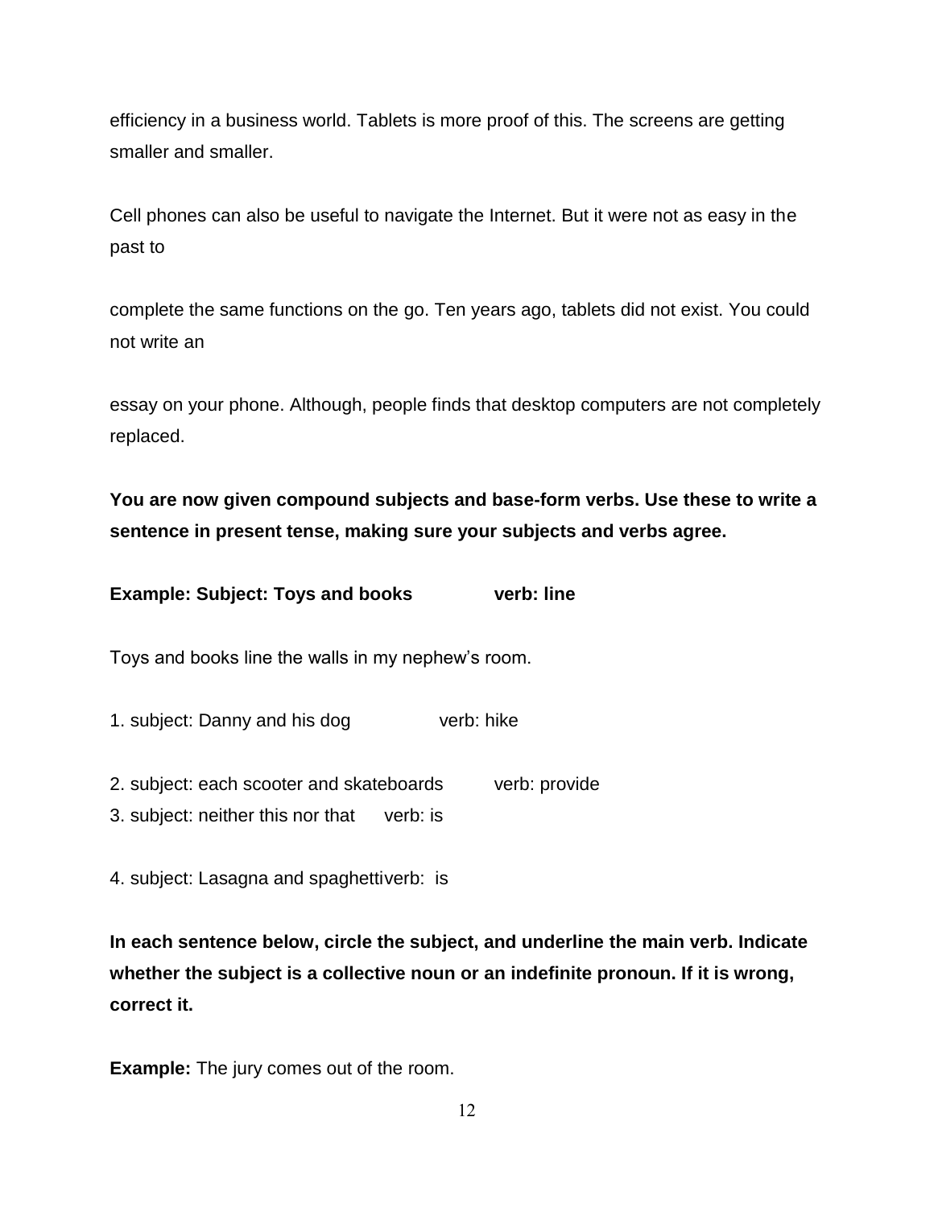efficiency in a business world. Tablets is more proof of this. The screens are getting smaller and smaller.

Cell phones can also be useful to navigate the Internet. But it were not as easy in the past to

complete the same functions on the go. Ten years ago, tablets did not exist. You could not write an

essay on your phone. Although, people finds that desktop computers are not completely replaced.

**You are now given compound subjects and base-form verbs. Use these to write a sentence in present tense, making sure your subjects and verbs agree.**

**Example: Subject: Toys and books verb: line**

Toys and books line the walls in my nephew's room.

1. subject: Danny and his dog verb: hike

2. subject: each scooter and skateboards verb: provide
3. subject: neither this nor that verb: is

4. subject: Lasagna and spaghettiverb: is

**In each sentence below, circle the subject, and underline the main verb. Indicate whether the subject is a collective noun or an indefinite pronoun. If it is wrong, correct it.**

**Example:** The jury comes out of the room.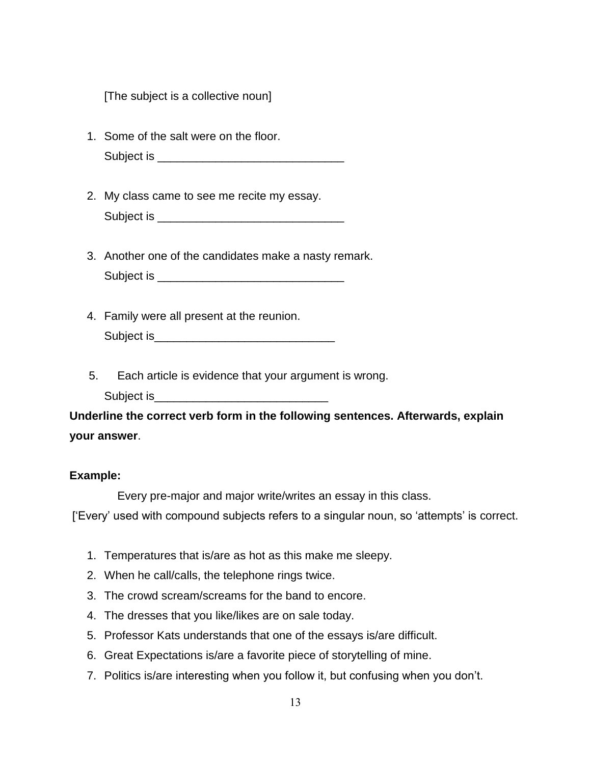[The subject is a collective noun]

1. Some of the salt were on the floor.
   Subject is _____________________________

2. My class came to see me recite my essay.
   Subject is _____________________________

3. Another one of the candidates make a nasty remark.
   Subject is _____________________________

4. Family were all present at the reunion.
   Subject is____________________________

5. Each article is evidence that your argument is wrong.
   Subject is___________________________

**Underline the correct verb form in the following sentences. Afterwards, explain your answer**.

**Example:**

Every pre-major and major write/writes an essay in this class.

['Every' used with compound subjects refers to a singular noun, so 'attempts' is correct.

1. Temperatures that is/are as hot as this make me sleepy.
2. When he call/calls, the telephone rings twice.
3. The crowd scream/screams for the band to encore.
4. The dresses that you like/likes are on sale today.
5. Professor Kats understands that one of the essays is/are difficult.
6. Great Expectations is/are a favorite piece of storytelling of mine.
7. Politics is/are interesting when you follow it, but confusing when you don't.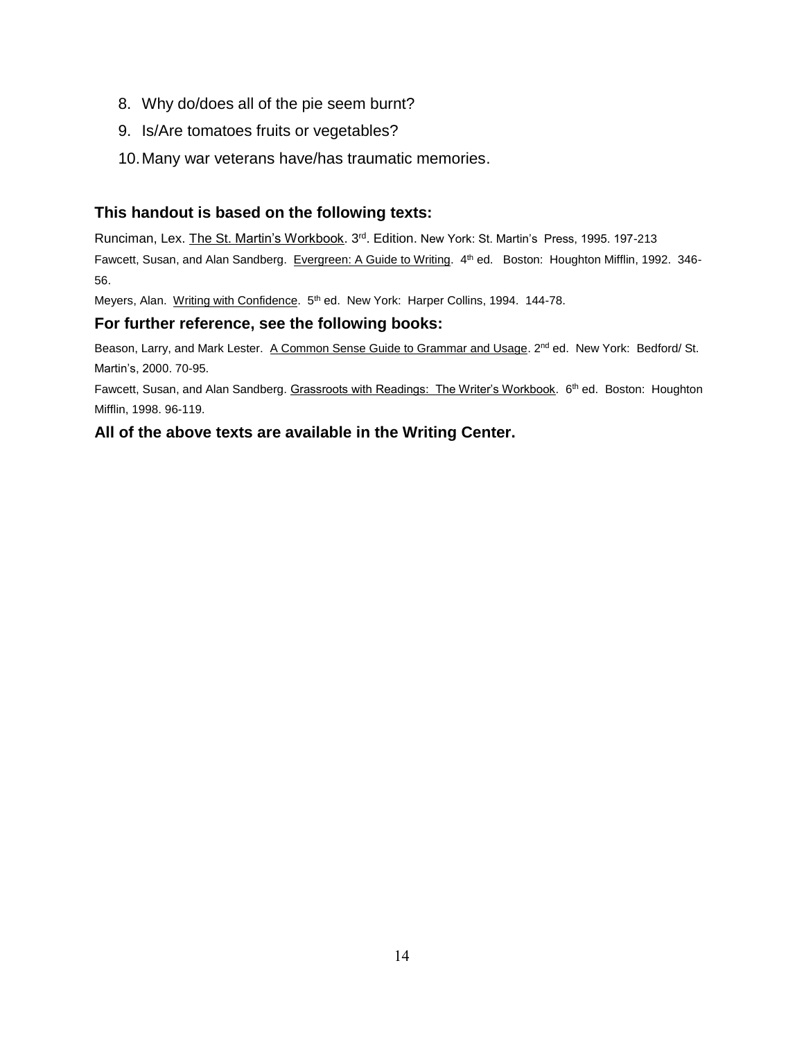8. Why do/does all of the pie seem burnt?
9. Is/Are tomatoes fruits or vegetables?
10. Many war veterans have/has traumatic memories.

### This handout is based on the following texts:

Runciman, Lex. The St. Martin's Workbook. 3rd. Edition. New York: St. Martin's Press, 1995. 197-213

Fawcett, Susan, and Alan Sandberg. Evergreen: A Guide to Writing. 4th ed. Boston: Houghton Mifflin, 1992. 346-56.

Meyers, Alan. Writing with Confidence. 5th ed. New York: Harper Collins, 1994. 144-78.

### For further reference, see the following books:

Beason, Larry, and Mark Lester. A Common Sense Guide to Grammar and Usage. 2nd ed. New York: Bedford/ St. Martin's, 2000. 70-95.

Fawcett, Susan, and Alan Sandberg. Grassroots with Readings: The Writer's Workbook. 6th ed. Boston: Houghton Mifflin, 1998. 96-119.

### All of the above texts are available in the Writing Center.